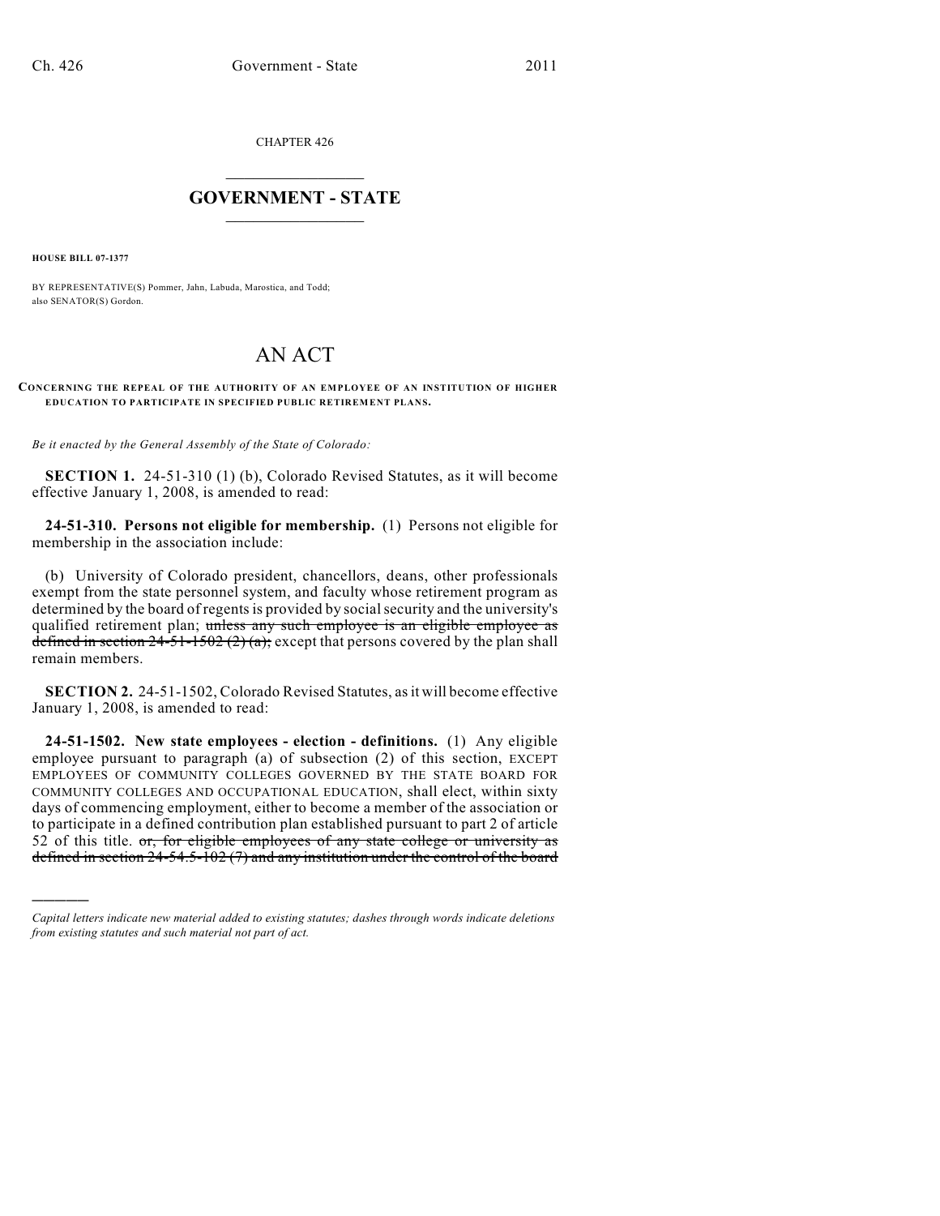CHAPTER 426

# GOVERNMENT - STATE

**HOUSE BILL 07-1377**

BY REPRESENTATIVE(S) Pommer, Jahn, Labuda, Marostica, and Todd; also SENATOR(S) Gordon.

# AN ACT

**CONCERNING THE REPEAL OF THE AUTHORITY OF AN EMPLOYEE OF AN INSTITUTION OF HIGHER EDUCATION TO PARTICIPATE IN SPECIFIED PUBLIC RETIREMENT PLANS.**

*Be it enacted by the General Assembly of the State of Colorado:*

**SECTION 1.** 24-51-310 (1) (b), Colorado Revised Statutes, as it will become effective January 1, 2008, is amended to read:

**24-51-310. Persons not eligible for membership.** (1) Persons not eligible for membership in the association include:

(b) University of Colorado president, chancellors, deans, other professionals exempt from the state personnel system, and faculty whose retirement program as determined by the board of regents is provided by social security and the university's qualified retirement plan; ~~unless any such employee is an eligible employee as defined in section 24-51-1502 (2) (a);~~ except that persons covered by the plan shall remain members.

**SECTION 2.** 24-51-1502, Colorado Revised Statutes, as it will become effective January 1, 2008, is amended to read:

**24-51-1502. New state employees - election - definitions.** (1) Any eligible employee pursuant to paragraph (a) of subsection (2) of this section, EXCEPT EMPLOYEES OF COMMUNITY COLLEGES GOVERNED BY THE STATE BOARD FOR COMMUNITY COLLEGES AND OCCUPATIONAL EDUCATION, shall elect, within sixty days of commencing employment, either to become a member of the association or to participate in a defined contribution plan established pursuant to part 2 of article 52 of this title. ~~or, for eligible employees of any state college or university as defined in section 24-54.5-102 (7) and any institution under the control of the board~~

*Capital letters indicate new material added to existing statutes; dashes through words indicate deletions from existing statutes and such material not part of act.*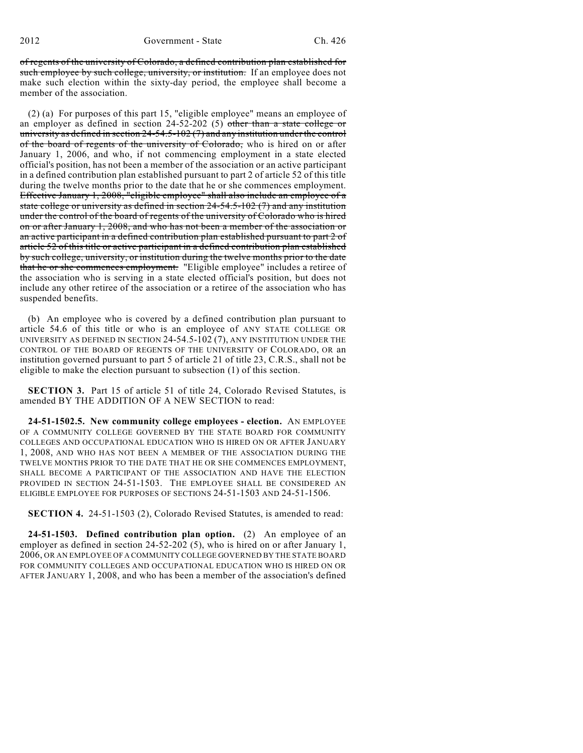~~of regents of the university of Colorado, a defined contribution plan established for such employee by such college, university, or institution.~~ If an employee does not make such election within the sixty-day period, the employee shall become a member of the association.

(2) (a) For purposes of this part 15, "eligible employee" means an employee of an employer as defined in section 24-52-202 (5) ~~other than a state college or university as defined in section 24-54.5-102 (7) and any institution under the control of the board of regents of the university of Colorado,~~ who is hired on or after January 1, 2006, and who, if not commencing employment in a state elected official's position, has not been a member of the association or an active participant in a defined contribution plan established pursuant to part 2 of article 52 of this title during the twelve months prior to the date that he or she commences employment. ~~Effective January 1, 2008, "eligible employee" shall also include an employee of a state college or university as defined in section 24-54.5-102 (7) and any institution under the control of the board of regents of the university of Colorado who is hired on or after January 1, 2008, and who has not been a member of the association or an active participant in a defined contribution plan established pursuant to part 2 of article 52 of this title or active participant in a defined contribution plan established by such college, university, or institution during the twelve months prior to the date that he or she commences employment.~~ "Eligible employee" includes a retiree of the association who is serving in a state elected official's position, but does not include any other retiree of the association or a retiree of the association who has suspended benefits.

(b) An employee who is covered by a defined contribution plan pursuant to article 54.6 of this title or who is an employee of ANY STATE COLLEGE OR UNIVERSITY AS DEFINED IN SECTION 24-54.5-102 (7), ANY INSTITUTION UNDER THE CONTROL OF THE BOARD OF REGENTS OF THE UNIVERSITY OF COLORADO, OR an institution governed pursuant to part 5 of article 21 of title 23, C.R.S., shall not be eligible to make the election pursuant to subsection (1) of this section.

**SECTION 3.** Part 15 of article 51 of title 24, Colorado Revised Statutes, is amended BY THE ADDITION OF A NEW SECTION to read:

**24-51-1502.5. New community college employees - election.** AN EMPLOYEE OF A COMMUNITY COLLEGE GOVERNED BY THE STATE BOARD FOR COMMUNITY COLLEGES AND OCCUPATIONAL EDUCATION WHO IS HIRED ON OR AFTER JANUARY 1, 2008, AND WHO HAS NOT BEEN A MEMBER OF THE ASSOCIATION DURING THE TWELVE MONTHS PRIOR TO THE DATE THAT HE OR SHE COMMENCES EMPLOYMENT, SHALL BECOME A PARTICIPANT OF THE ASSOCIATION AND HAVE THE ELECTION PROVIDED IN SECTION 24-51-1503. THE EMPLOYEE SHALL BE CONSIDERED AN ELIGIBLE EMPLOYEE FOR PURPOSES OF SECTIONS 24-51-1503 AND 24-51-1506.

**SECTION 4.** 24-51-1503 (2), Colorado Revised Statutes, is amended to read:

**24-51-1503. Defined contribution plan option.** (2) An employee of an employer as defined in section 24-52-202 (5), who is hired on or after January 1, 2006, OR AN EMPLOYEE OF A COMMUNITY COLLEGE GOVERNED BY THE STATE BOARD FOR COMMUNITY COLLEGES AND OCCUPATIONAL EDUCATION WHO IS HIRED ON OR AFTER JANUARY 1, 2008, and who has been a member of the association's defined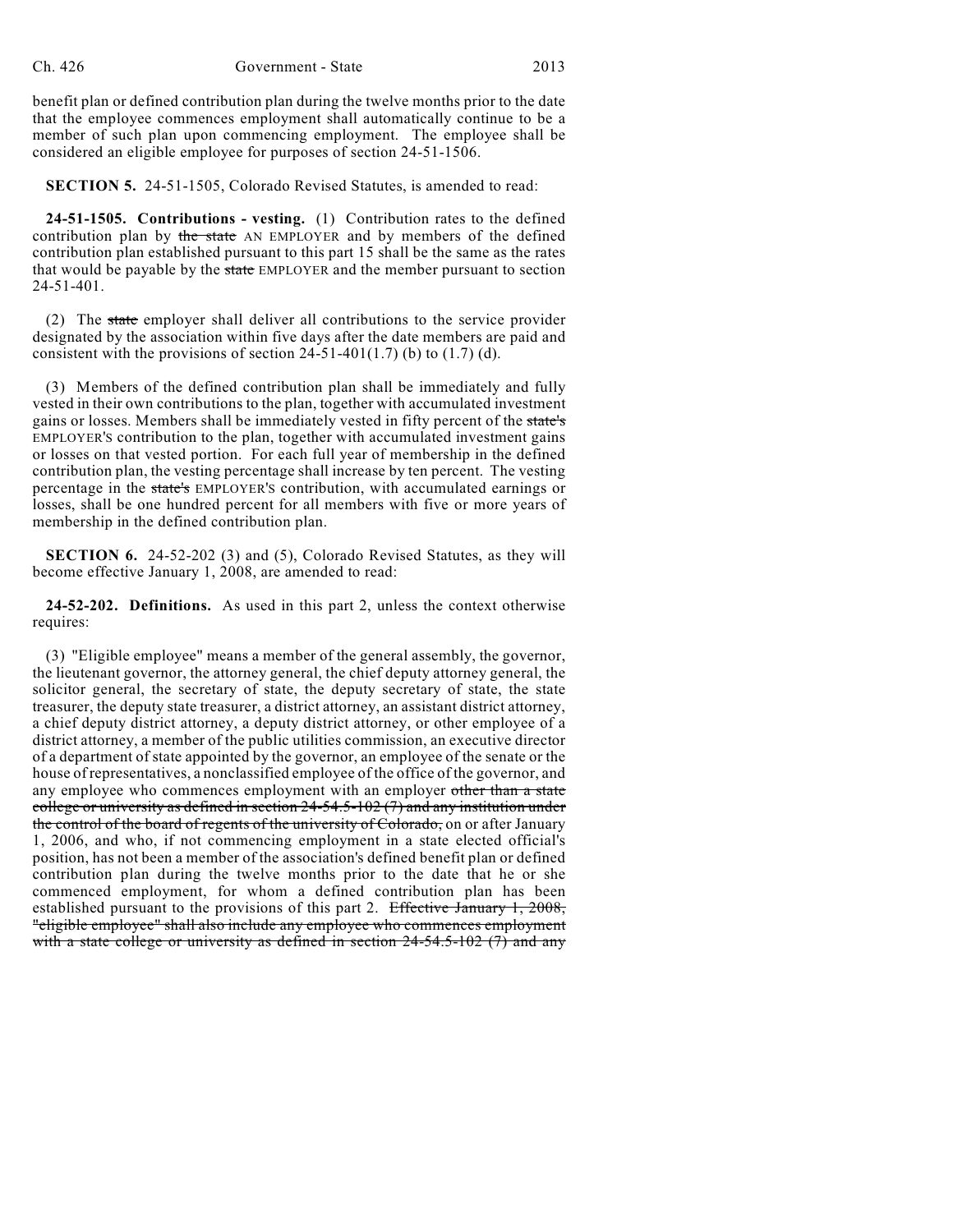benefit plan or defined contribution plan during the twelve months prior to the date that the employee commences employment shall automatically continue to be a member of such plan upon commencing employment. The employee shall be considered an eligible employee for purposes of section 24-51-1506.

**SECTION 5.** 24-51-1505, Colorado Revised Statutes, is amended to read:

**24-51-1505. Contributions - vesting.** (1) Contribution rates to the defined contribution plan by ~~the state~~ AN EMPLOYER and by members of the defined contribution plan established pursuant to this part 15 shall be the same as the rates that would be payable by the ~~state~~ EMPLOYER and the member pursuant to section 24-51-401.

(2) The ~~state~~ employer shall deliver all contributions to the service provider designated by the association within five days after the date members are paid and consistent with the provisions of section 24-51-401(1.7) (b) to (1.7) (d).

(3) Members of the defined contribution plan shall be immediately and fully vested in their own contributions to the plan, together with accumulated investment gains or losses. Members shall be immediately vested in fifty percent of the ~~state's~~ EMPLOYER'S contribution to the plan, together with accumulated investment gains or losses on that vested portion. For each full year of membership in the defined contribution plan, the vesting percentage shall increase by ten percent. The vesting percentage in the ~~state's~~ EMPLOYER'S contribution, with accumulated earnings or losses, shall be one hundred percent for all members with five or more years of membership in the defined contribution plan.

**SECTION 6.** 24-52-202 (3) and (5), Colorado Revised Statutes, as they will become effective January 1, 2008, are amended to read:

**24-52-202. Definitions.** As used in this part 2, unless the context otherwise requires:

(3) "Eligible employee" means a member of the general assembly, the governor, the lieutenant governor, the attorney general, the chief deputy attorney general, the solicitor general, the secretary of state, the deputy secretary of state, the state treasurer, the deputy state treasurer, a district attorney, an assistant district attorney, a chief deputy district attorney, a deputy district attorney, or other employee of a district attorney, a member of the public utilities commission, an executive director of a department of state appointed by the governor, an employee of the senate or the house of representatives, a nonclassified employee of the office of the governor, and any employee who commences employment with an employer ~~other than a state college or university as defined in section 24-54.5-102 (7) and any institution under the control of the board of regents of the university of Colorado,~~ on or after January 1, 2006, and who, if not commencing employment in a state elected official's position, has not been a member of the association's defined benefit plan or defined contribution plan during the twelve months prior to the date that he or she commenced employment, for whom a defined contribution plan has been established pursuant to the provisions of this part 2. ~~Effective January 1, 2008, "eligible employee" shall also include any employee who commences employment with a state college or university as defined in section 24-54.5-102 (7) and any~~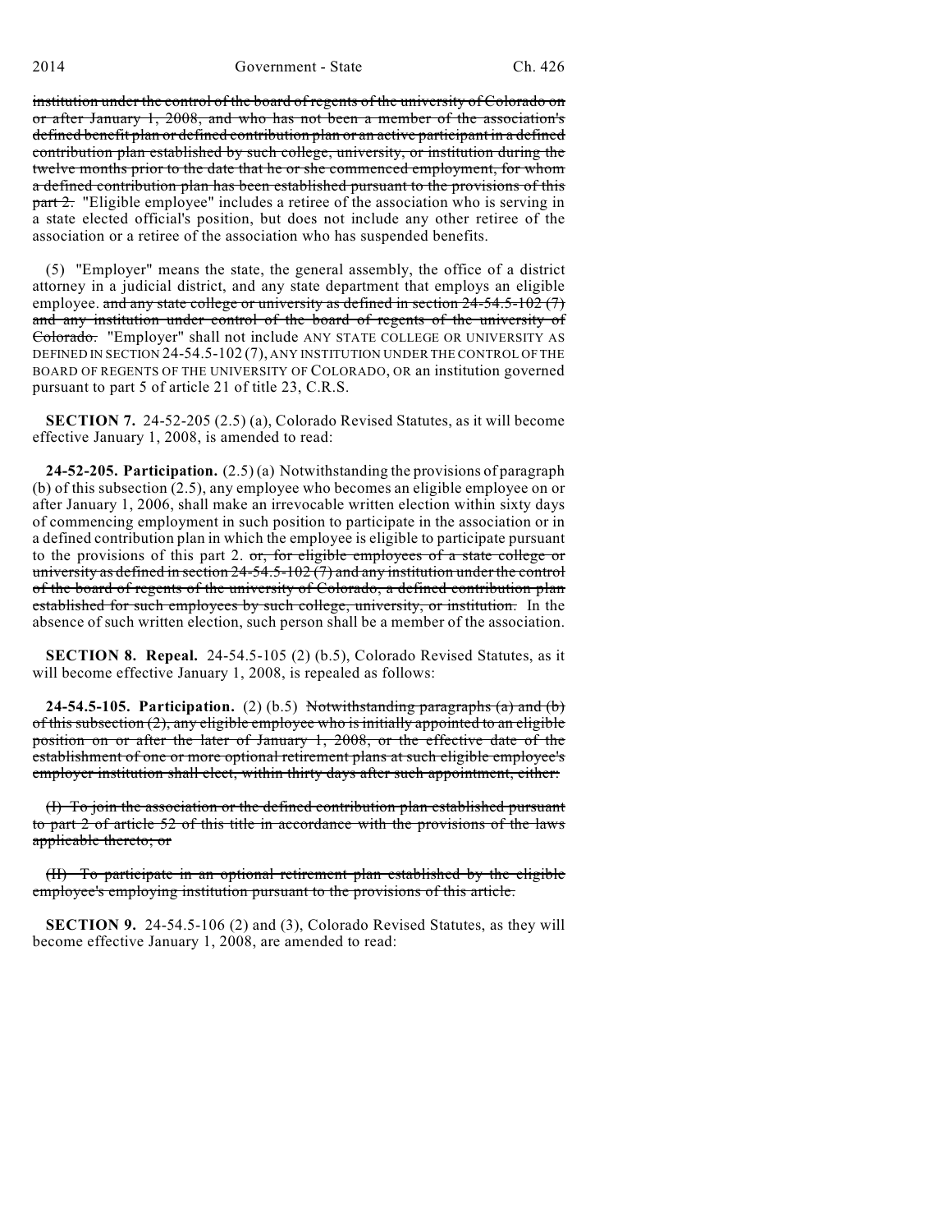~~institution under the control of the board of regents of the university of Colorado on or after January 1, 2008, and who has not been a member of the association's defined benefit plan or defined contribution plan or an active participant in a defined contribution plan established by such college, university, or institution during the twelve months prior to the date that he or she commenced employment, for whom a defined contribution plan has been established pursuant to the provisions of this part 2.~~ "Eligible employee" includes a retiree of the association who is serving in a state elected official's position, but does not include any other retiree of the association or a retiree of the association who has suspended benefits.

(5) "Employer" means the state, the general assembly, the office of a district attorney in a judicial district, and any state department that employs an eligible employee. ~~and any state college or university as defined in section 24-54.5-102 (7) and any institution under control of the board of regents of the university of Colorado.~~ "Employer" shall not include ANY STATE COLLEGE OR UNIVERSITY AS DEFINED IN SECTION 24-54.5-102 (7), ANY INSTITUTION UNDER THE CONTROL OF THE BOARD OF REGENTS OF THE UNIVERSITY OF COLORADO, OR an institution governed pursuant to part 5 of article 21 of title 23, C.R.S.

**SECTION 7.** 24-52-205 (2.5) (a), Colorado Revised Statutes, as it will become effective January 1, 2008, is amended to read:

**24-52-205. Participation.** (2.5) (a) Notwithstanding the provisions of paragraph (b) of this subsection (2.5), any employee who becomes an eligible employee on or after January 1, 2006, shall make an irrevocable written election within sixty days of commencing employment in such position to participate in the association or in a defined contribution plan in which the employee is eligible to participate pursuant to the provisions of this part 2. ~~or, for eligible employees of a state college or university as defined in section 24-54.5-102 (7) and any institution under the control of the board of regents of the university of Colorado, a defined contribution plan established for such employees by such college, university, or institution.~~ In the absence of such written election, such person shall be a member of the association.

**SECTION 8. Repeal.** 24-54.5-105 (2) (b.5), Colorado Revised Statutes, as it will become effective January 1, 2008, is repealed as follows:

**24-54.5-105. Participation.** (2) (b.5) ~~Notwithstanding paragraphs (a) and (b) of this subsection (2), any eligible employee who is initially appointed to an eligible position on or after the later of January 1, 2008, or the effective date of the establishment of one or more optional retirement plans at such eligible employee's employer institution shall elect, within thirty days after such appointment, either:~~

~~(I) To join the association or the defined contribution plan established pursuant to part 2 of article 52 of this title in accordance with the provisions of the laws applicable thereto; or~~

~~(II) To participate in an optional retirement plan established by the eligible employee's employing institution pursuant to the provisions of this article.~~

**SECTION 9.** 24-54.5-106 (2) and (3), Colorado Revised Statutes, as they will become effective January 1, 2008, are amended to read: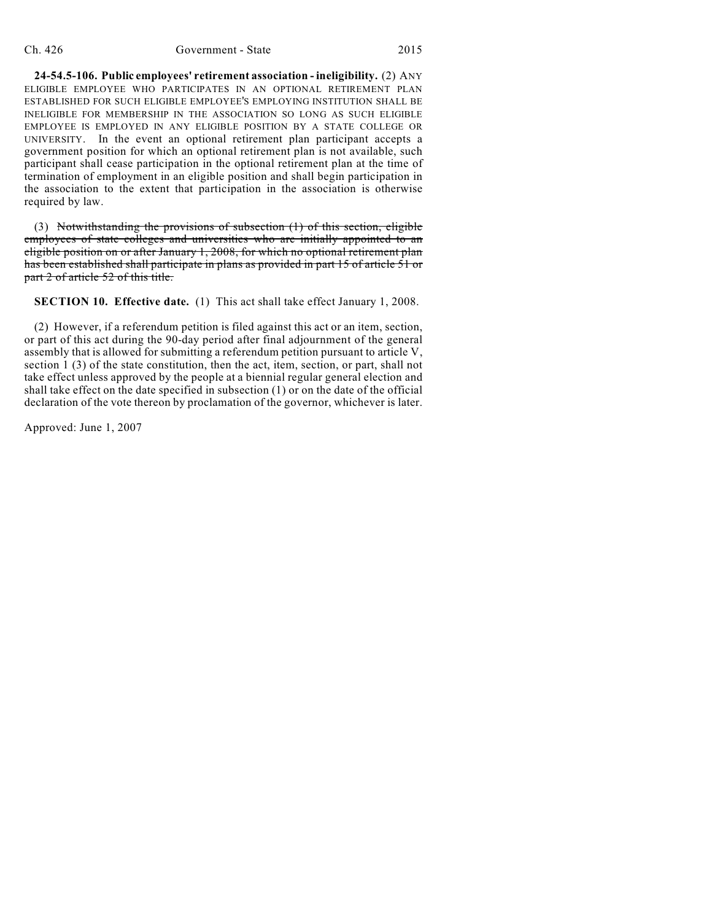**24-54.5-106. Public employees' retirement association - ineligibility.** (2) ANY ELIGIBLE EMPLOYEE WHO PARTICIPATES IN AN OPTIONAL RETIREMENT PLAN ESTABLISHED FOR SUCH ELIGIBLE EMPLOYEE'S EMPLOYING INSTITUTION SHALL BE INELIGIBLE FOR MEMBERSHIP IN THE ASSOCIATION SO LONG AS SUCH ELIGIBLE EMPLOYEE IS EMPLOYED IN ANY ELIGIBLE POSITION BY A STATE COLLEGE OR UNIVERSITY. In the event an optional retirement plan participant accepts a government position for which an optional retirement plan is not available, such participant shall cease participation in the optional retirement plan at the time of termination of employment in an eligible position and shall begin participation in the association to the extent that participation in the association is otherwise required by law.

(3) ~~Notwithstanding the provisions of subsection (1) of this section, eligible employees of state colleges and universities who are initially appointed to an eligible position on or after January 1, 2008, for which no optional retirement plan has been established shall participate in plans as provided in part 15 of article 51 or part 2 of article 52 of this title.~~

**SECTION 10. Effective date.** (1) This act shall take effect January 1, 2008.

(2) However, if a referendum petition is filed against this act or an item, section, or part of this act during the 90-day period after final adjournment of the general assembly that is allowed for submitting a referendum petition pursuant to article V, section 1 (3) of the state constitution, then the act, item, section, or part, shall not take effect unless approved by the people at a biennial regular general election and shall take effect on the date specified in subsection (1) or on the date of the official declaration of the vote thereon by proclamation of the governor, whichever is later.

Approved: June 1, 2007